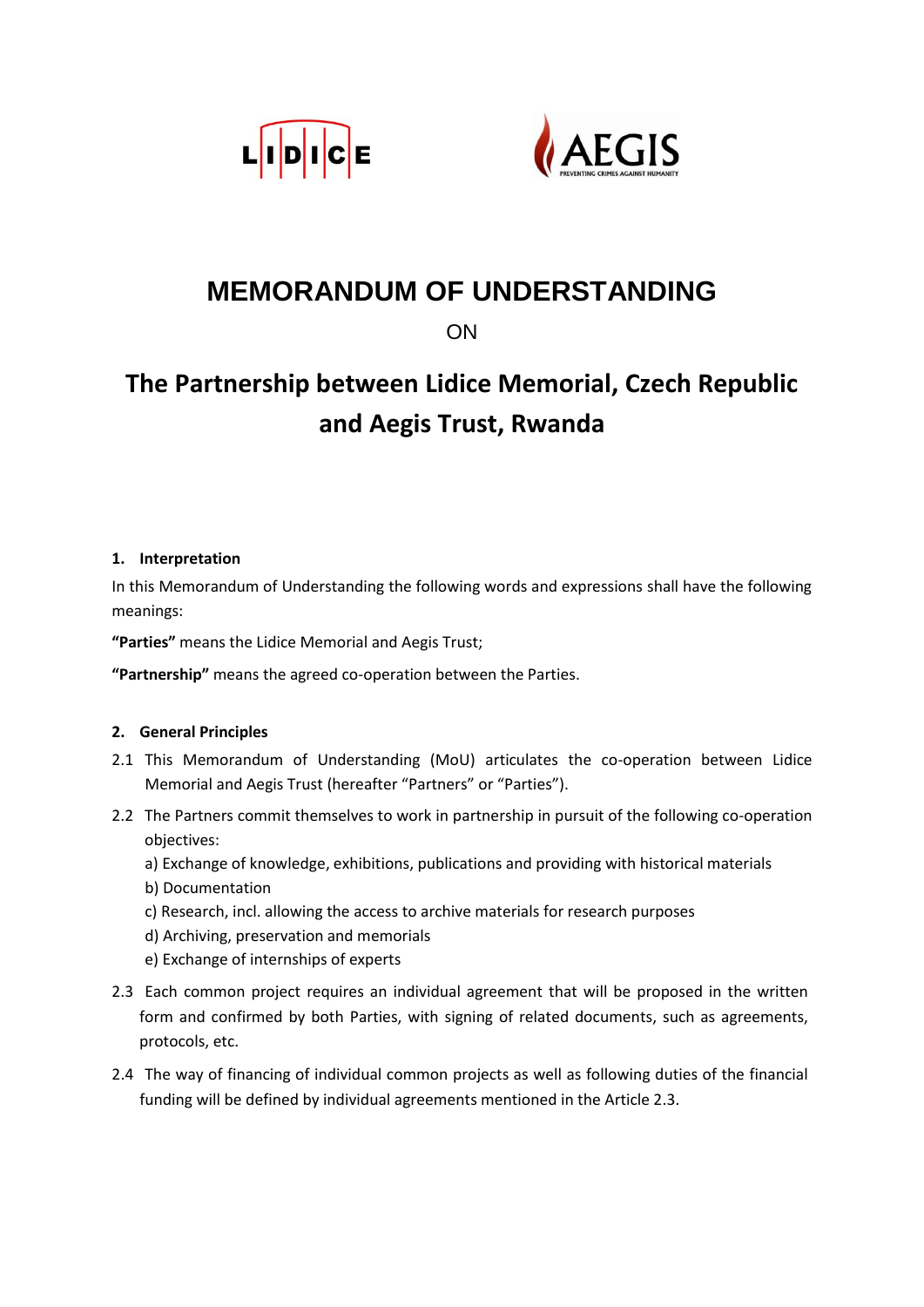# MEMORANDUM OF UNDERSTANDING

ON

## The Partnership between Lidice Memorial, Czech Republic and Aegis Trust, Rwanda

### 1. Interpretation

In this Memorandum of Understanding the following words and expressions shall have the following meanings:

**"Parties"** means the Lidice Memorial and Aegis Trust;

**"Partnership"** means the agreed co-operation between the Parties.

### 2. General Principles

2.1 This Memorandum of Understanding (MoU) articulates the co-operation between Lidice Memorial and Aegis Trust (hereafter "Partners" or "Parties").

2.2 The Partners commit themselves to work in partnership in pursuit of the following co-operation objectives:

a) Exchange of knowledge, exhibitions, publications and providing with historical materials

b) Documentation

c) Research, incl. allowing the access to archive materials for research purposes

d) Archiving, preservation and memorials

e) Exchange of internships of experts

2.3 Each common project requires an individual agreement that will be proposed in the written form and confirmed by both Parties, with signing of related documents, such as agreements, protocols, etc.

2.4 The way of financing of individual common projects as well as following duties of the financial funding will be defined by individual agreements mentioned in the Article 2.3.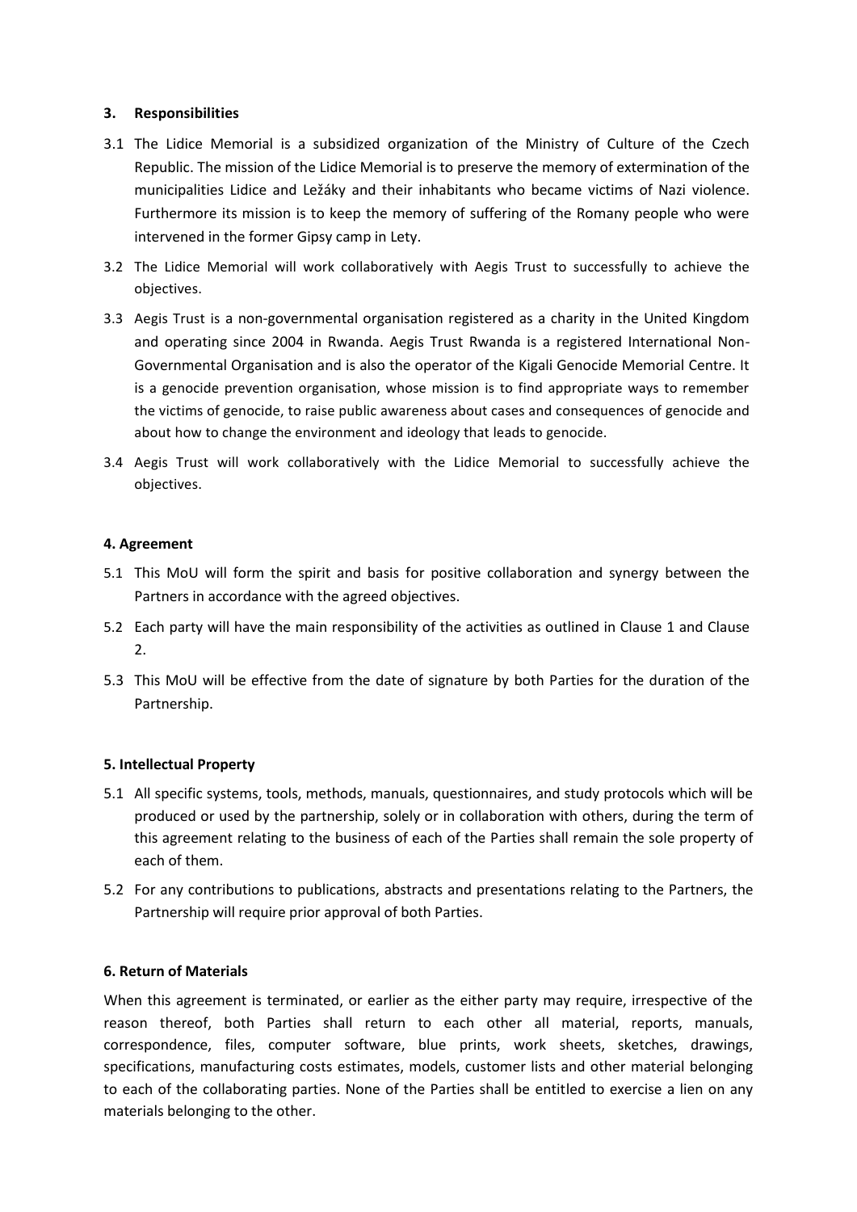### 3. Responsibilities

3.1 The Lidice Memorial is a subsidized organization of the Ministry of Culture of the Czech Republic. The mission of the Lidice Memorial is to preserve the memory of extermination of the municipalities Lidice and Ležáky and their inhabitants who became victims of Nazi violence. Furthermore its mission is to keep the memory of suffering of the Romany people who were intervened in the former Gipsy camp in Lety.

3.2 The Lidice Memorial will work collaboratively with Aegis Trust to successfully to achieve the objectives.

3.3 Aegis Trust is a non-governmental organisation registered as a charity in the United Kingdom and operating since 2004 in Rwanda. Aegis Trust Rwanda is a registered International Non-Governmental Organisation and is also the operator of the Kigali Genocide Memorial Centre. It is a genocide prevention organisation, whose mission is to find appropriate ways to remember the victims of genocide, to raise public awareness about cases and consequences of genocide and about how to change the environment and ideology that leads to genocide.

3.4 Aegis Trust will work collaboratively with the Lidice Memorial to successfully achieve the objectives.

### 4. Agreement

5.1 This MoU will form the spirit and basis for positive collaboration and synergy between the Partners in accordance with the agreed objectives.

5.2 Each party will have the main responsibility of the activities as outlined in Clause 1 and Clause 2.

5.3 This MoU will be effective from the date of signature by both Parties for the duration of the Partnership.

### 5. Intellectual Property

5.1 All specific systems, tools, methods, manuals, questionnaires, and study protocols which will be produced or used by the partnership, solely or in collaboration with others, during the term of this agreement relating to the business of each of the Parties shall remain the sole property of each of them.

5.2 For any contributions to publications, abstracts and presentations relating to the Partners, the Partnership will require prior approval of both Parties.

### 6. Return of Materials

When this agreement is terminated, or earlier as the either party may require, irrespective of the reason thereof, both Parties shall return to each other all material, reports, manuals, correspondence, files, computer software, blue prints, work sheets, sketches, drawings, specifications, manufacturing costs estimates, models, customer lists and other material belonging to each of the collaborating parties. None of the Parties shall be entitled to exercise a lien on any materials belonging to the other.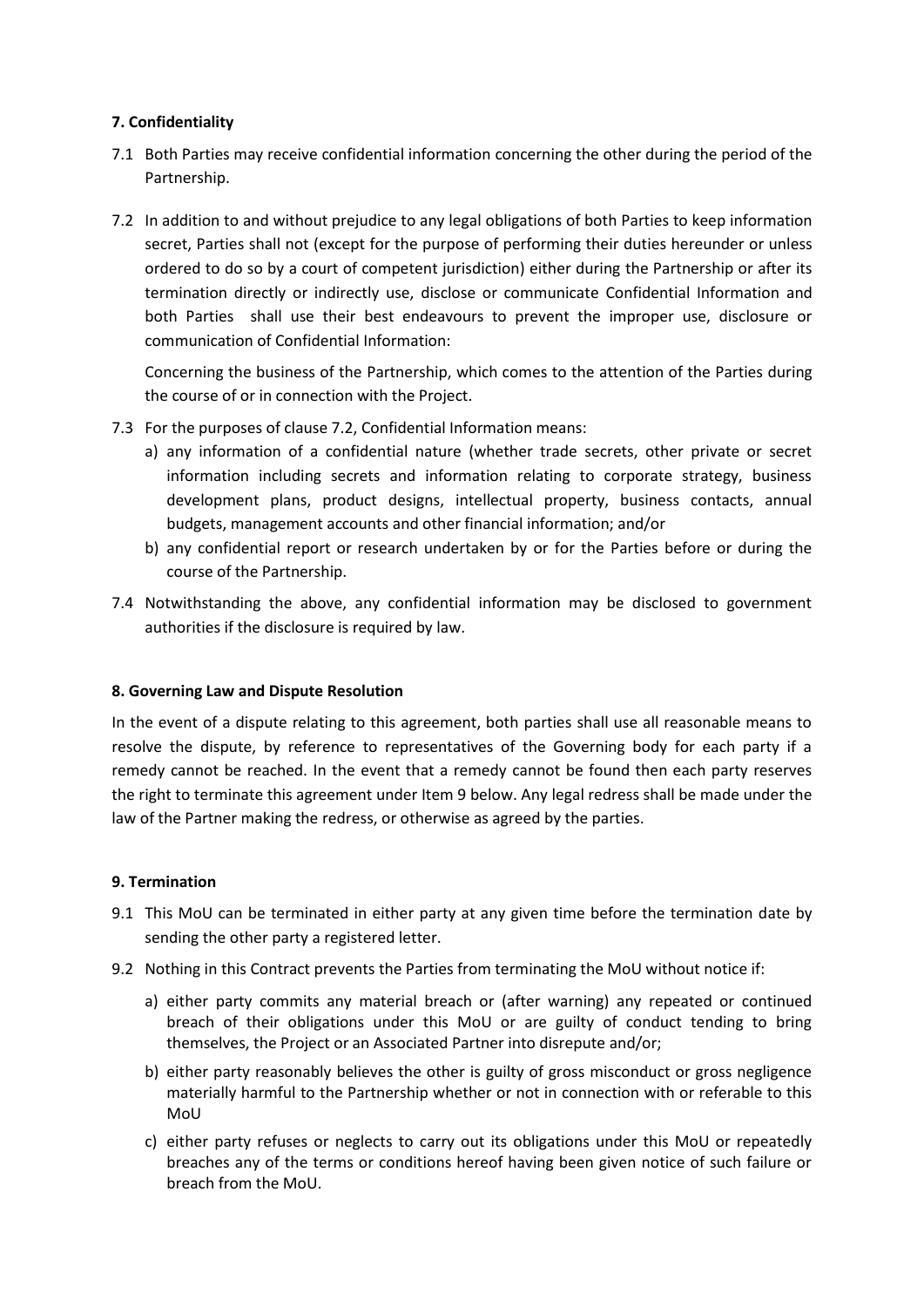**7. Confidentiality**

7.1 Both Parties may receive confidential information concerning the other during the period of the Partnership.

7.2 In addition to and without prejudice to any legal obligations of both Parties to keep information secret, Parties shall not (except for the purpose of performing their duties hereunder or unless ordered to do so by a court of competent jurisdiction) either during the Partnership or after its termination directly or indirectly use, disclose or communicate Confidential Information and both Parties shall use their best endeavours to prevent the improper use, disclosure or communication of Confidential Information:

Concerning the business of the Partnership, which comes to the attention of the Parties during the course of or in connection with the Project.

7.3 For the purposes of clause 7.2, Confidential Information means:

a) any information of a confidential nature (whether trade secrets, other private or secret information including secrets and information relating to corporate strategy, business development plans, product designs, intellectual property, business contacts, annual budgets, management accounts and other financial information; and/or

b) any confidential report or research undertaken by or for the Parties before or during the course of the Partnership.

7.4 Notwithstanding the above, any confidential information may be disclosed to government authorities if the disclosure is required by law.

**8. Governing Law and Dispute Resolution**

In the event of a dispute relating to this agreement, both parties shall use all reasonable means to resolve the dispute, by reference to representatives of the Governing body for each party if a remedy cannot be reached. In the event that a remedy cannot be found then each party reserves the right to terminate this agreement under Item 9 below. Any legal redress shall be made under the law of the Partner making the redress, or otherwise as agreed by the parties.

**9. Termination**

9.1 This MoU can be terminated in either party at any given time before the termination date by sending the other party a registered letter.

9.2 Nothing in this Contract prevents the Parties from terminating the MoU without notice if:

a) either party commits any material breach or (after warning) any repeated or continued breach of their obligations under this MoU or are guilty of conduct tending to bring themselves, the Project or an Associated Partner into disrepute and/or;

b) either party reasonably believes the other is guilty of gross misconduct or gross negligence materially harmful to the Partnership whether or not in connection with or referable to this MoU

c) either party refuses or neglects to carry out its obligations under this MoU or repeatedly breaches any of the terms or conditions hereof having been given notice of such failure or breach from the MoU.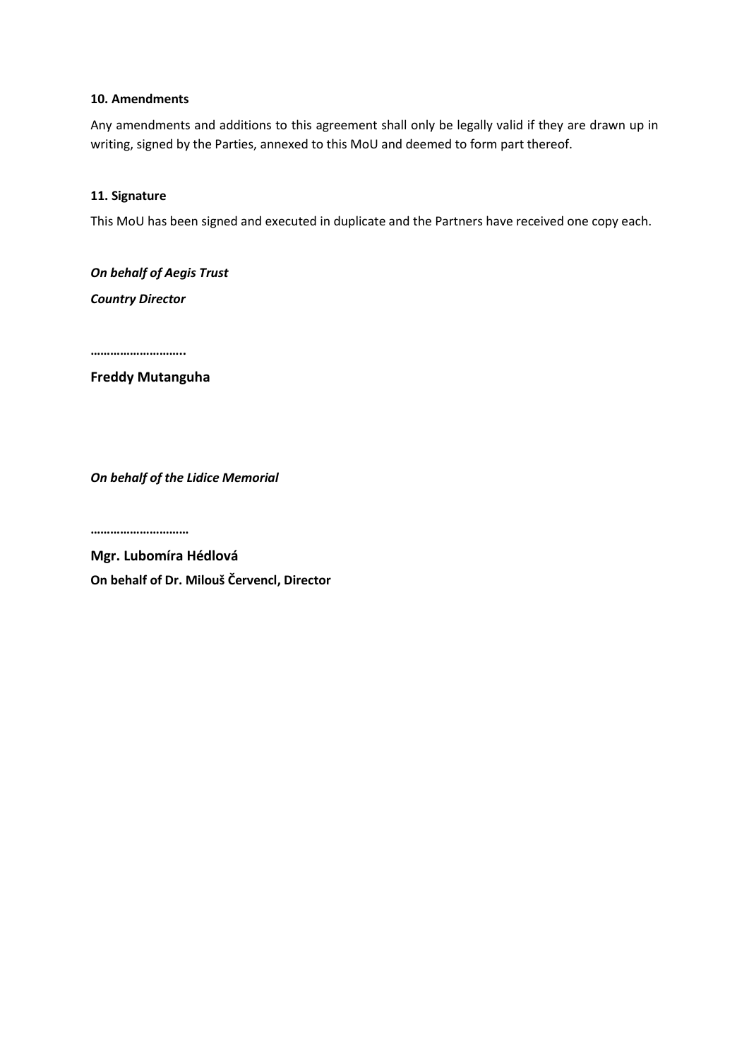**10. Amendments**

Any amendments and additions to this agreement shall only be legally valid if they are drawn up in writing, signed by the Parties, annexed to this MoU and deemed to form part thereof.

**11. Signature**

This MoU has been signed and executed in duplicate and the Partners have received one copy each.

***On behalf of Aegis Trust***

***Country Director***

**………………………..**

**Freddy Mutanguha**

***On behalf of the Lidice Memorial***

**………………………**

**Mgr. Lubomíra Hédlová**

**On behalf of Dr. Milouš Červencl, Director**